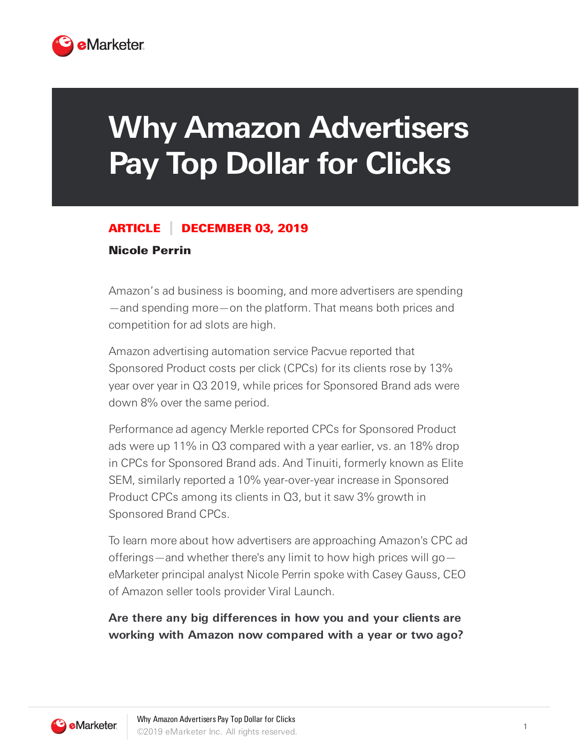# Why Amazon Advertisers Pay Top Dollar for Clicks

**ARTICLE | DECEMBER 03, 2019**

**Nicole Perrin**

Amazon's ad business is booming, and more advertisers are spending—and spending more—on the platform. That means both prices and competition for ad slots are high.

Amazon advertising automation service Pacvue reported that Sponsored Product costs per click (CPCs) for its clients rose by 13% year over year in Q3 2019, while prices for Sponsored Brand ads were down 8% over the same period.

Performance ad agency Merkle reported CPCs for Sponsored Product ads were up 11% in Q3 compared with a year earlier, vs. an 18% drop in CPCs for Sponsored Brand ads. And Tinuiti, formerly known as Elite SEM, similarly reported a 10% year-over-year increase in Sponsored Product CPCs among its clients in Q3, but it saw 3% growth in Sponsored Brand CPCs.

To learn more about how advertisers are approaching Amazon's CPC ad offerings—and whether there's any limit to how high prices will go—eMarketer principal analyst Nicole Perrin spoke with Casey Gauss, CEO of Amazon seller tools provider Viral Launch.

**Are there any big differences in how you and your clients are working with Amazon now compared with a year or two ago?**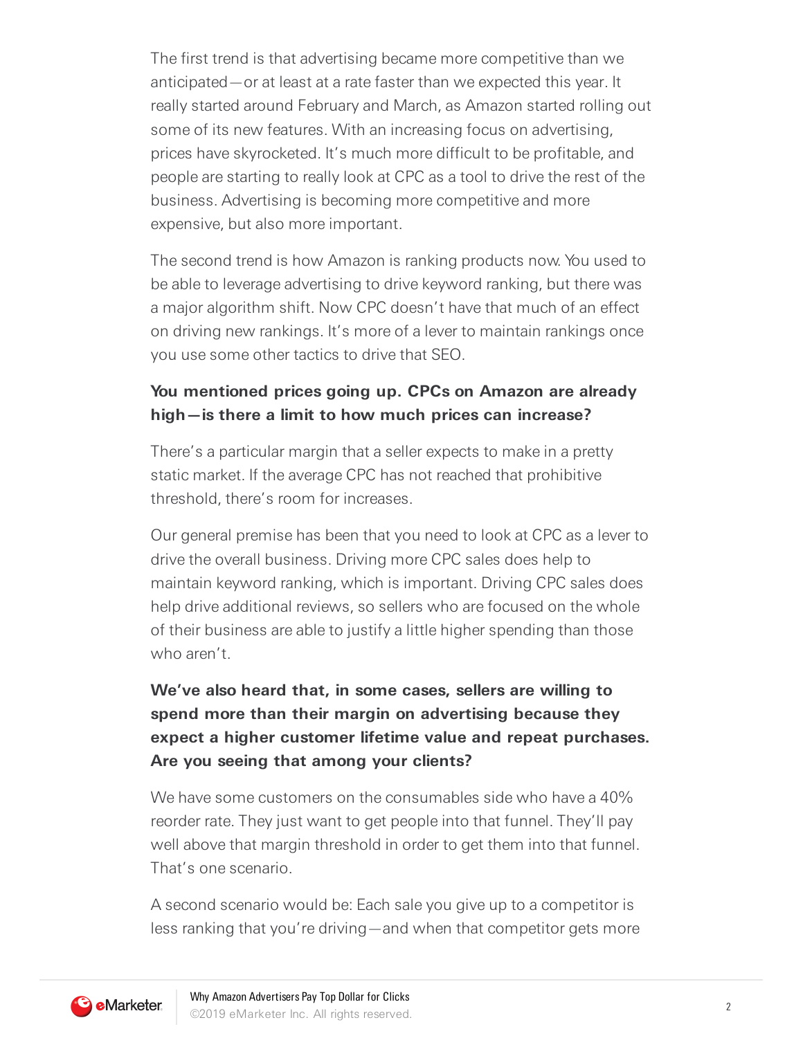The first trend is that advertising became more competitive than we anticipated—or at least at a rate faster than we expected this year. It really started around February and March, as Amazon started rolling out some of its new features. With an increasing focus on advertising, prices have skyrocketed. It's much more difficult to be profitable, and people are starting to really look at CPC as a tool to drive the rest of the business. Advertising is becoming more competitive and more expensive, but also more important.

The second trend is how Amazon is ranking products now. You used to be able to leverage advertising to drive keyword ranking, but there was a major algorithm shift. Now CPC doesn't have that much of an effect on driving new rankings. It's more of a lever to maintain rankings once you use some other tactics to drive that SEO.

**You mentioned prices going up. CPCs on Amazon are already high—is there a limit to how much prices can increase?**

There's a particular margin that a seller expects to make in a pretty static market. If the average CPC has not reached that prohibitive threshold, there's room for increases.

Our general premise has been that you need to look at CPC as a lever to drive the overall business. Driving more CPC sales does help to maintain keyword ranking, which is important. Driving CPC sales does help drive additional reviews, so sellers who are focused on the whole of their business are able to justify a little higher spending than those who aren't.

**We've also heard that, in some cases, sellers are willing to spend more than their margin on advertising because they expect a higher customer lifetime value and repeat purchases. Are you seeing that among your clients?**

We have some customers on the consumables side who have a 40% reorder rate. They just want to get people into that funnel. They'll pay well above that margin threshold in order to get them into that funnel. That's one scenario.

A second scenario would be: Each sale you give up to a competitor is less ranking that you're driving—and when that competitor gets more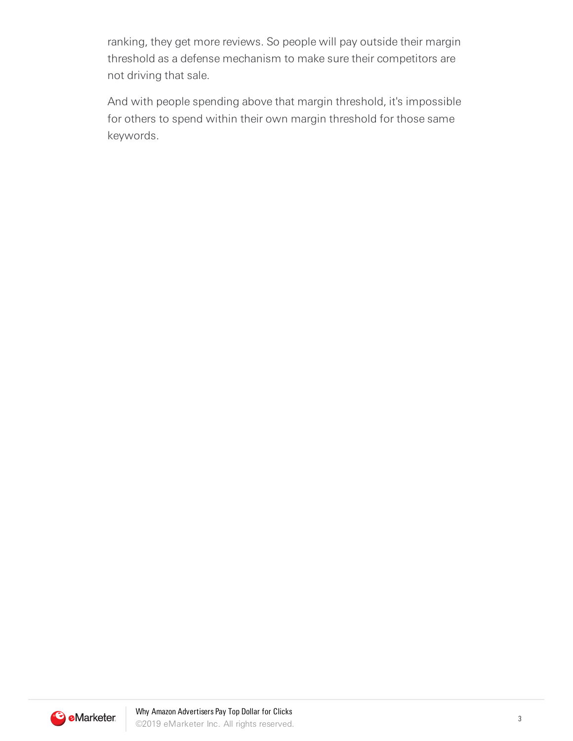ranking, they get more reviews. So people will pay outside their margin threshold as a defense mechanism to make sure their competitors are not driving that sale.

And with people spending above that margin threshold, it's impossible for others to spend within their own margin threshold for those same keywords.